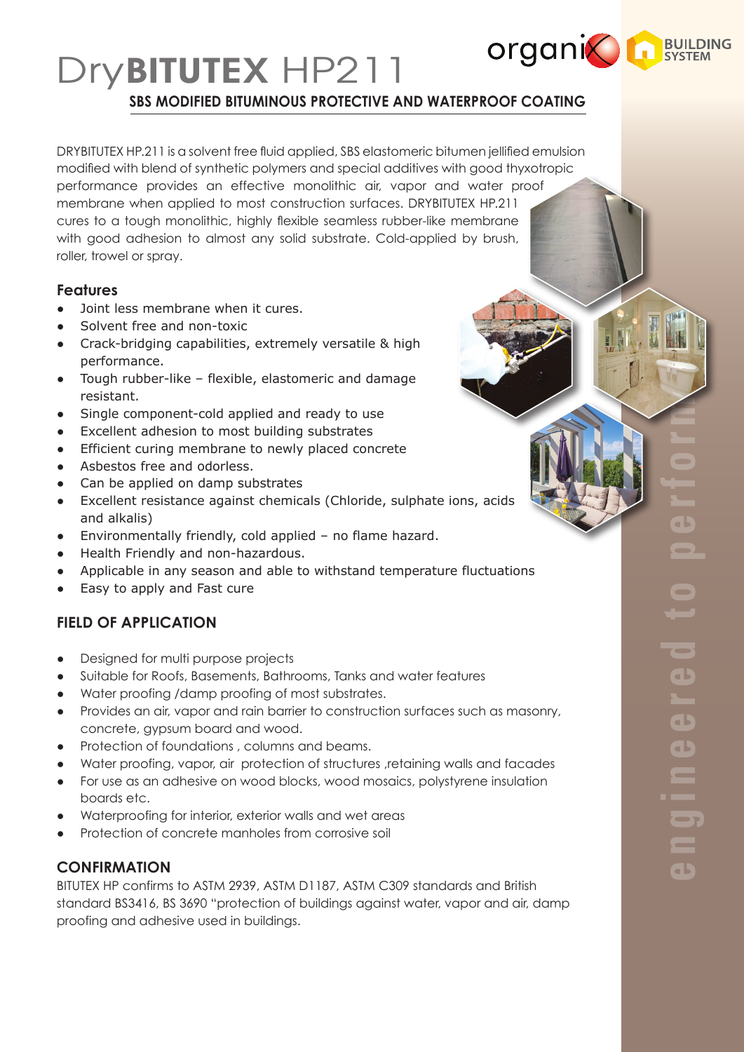# DryBITUTEX HP211

## SBS MODIFIED BITUMINOUS PROTECTIVE AND WATERPROOF COATING

DRYBITUTEX HP.211 is a solvent free fluid applied, SBS elastomeric bitumen jellified emulsion modified with blend of synthetic polymers and special additives with good thyxotropic performance provides an effective monolithic air, vapor and water proof membrane when applied to most construction surfaces. DRYBITUTEX HP.211 cures to a tough monolithic, highly flexible seamless rubber-like membrane with good adhesion to almost any solid substrate. Cold-applied by brush, roller, trowel or spray.

### Features

- Joint less membrane when it cures.
- Solvent free and non-toxic
- Crack-bridging capabilities, extremely versatile & high performance.
- Tough rubber-like – flexible, elastomeric and damage resistant.
- Single component-cold applied and ready to use
- Excellent adhesion to most building substrates
- Efficient curing membrane to newly placed concrete
- Asbestos free and odorless.
- Can be applied on damp substrates
- Excellent resistance against chemicals (Chloride, sulphate ions, acids and alkalis)
- Environmentally friendly, cold applied – no flame hazard.
- Health Friendly and non-hazardous.
- Applicable in any season and able to withstand temperature fluctuations
- Easy to apply and Fast cure

### FIELD OF APPLICATION

- Designed for multi purpose projects
- Suitable for Roofs, Basements, Bathrooms, Tanks and water features
- Water proofing /damp proofing of most substrates.
- Provides an air, vapor and rain barrier to construction surfaces such as masonry, concrete, gypsum board and wood.
- Protection of foundations , columns and beams.
- Water proofing, vapor, air protection of structures ,retaining walls and facades
- For use as an adhesive on wood blocks, wood mosaics, polystyrene insulation boards etc.
- Waterproofing for interior, exterior walls and wet areas
- Protection of concrete manholes from corrosive soil

### CONFIRMATION

BITUTEX HP confirms to ASTM 2939, ASTM D1187, ASTM C309 standards and British standard BS3416, BS 3690 "protection of buildings against water, vapor and air, damp proofing and adhesive used in buildings.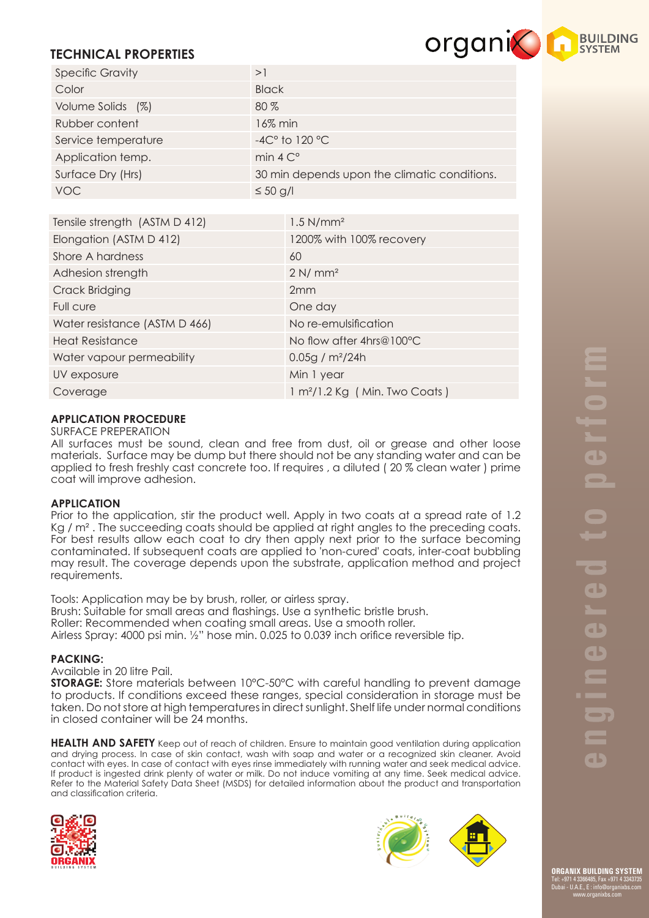## TECHNICAL PROPERTIES

| | |
|---|---|
| Specific Gravity | >1 |
| Color | Black |
| Volume Solids (%) | 80 % |
| Rubber content | 16% min |
| Service temperature | -4C° to 120 °C |
| Application temp. | min 4 C° |
| Surface Dry (Hrs) | 30 min depends upon the climatic conditions. |
| VOC | ≤ 50 g/l |

| | |
|---|---|
| Tensile strength (ASTM D 412) | 1.5 N/mm² |
| Elongation (ASTM D 412) | 1200% with 100% recovery |
| Shore A hardness | 60 |
| Adhesion strength | 2 N/ mm² |
| Crack Bridging | 2mm |
| Full cure | One day |
| Water resistance (ASTM D 466) | No re-emulsification |
| Heat Resistance | No flow after 4hrs@100°C |
| Water vapour permeability | 0.05g / m²/24h |
| UV exposure | Min 1 year |
| Coverage | 1 m²/1.2 Kg ( Min. Two Coats ) |

### APPLICATION PROCEDURE

SURFACE PREPERATION

All surfaces must be sound, clean and free from dust, oil or grease and other loose materials. Surface may be dump but there should not be any standing water and can be applied to fresh freshly cast concrete too. If requires , a diluted ( 20 % clean water ) prime coat will improve adhesion.

### APPLICATION

Prior to the application, stir the product well. Apply in two coats at a spread rate of 1.2 Kg / m² . The succeeding coats should be applied at right angles to the preceding coats. For best results allow each coat to dry then apply next prior to the surface becoming contaminated. If subsequent coats are applied to 'non-cured' coats, inter-coat bubbling may result. The coverage depends upon the substrate, application method and project requirements.

Tools: Application may be by brush, roller, or airless spray.
Brush: Suitable for small areas and flashings. Use a synthetic bristle brush.
Roller: Recommended when coating small areas. Use a smooth roller.
Airless Spray: 4000 psi min. ½" hose min. 0.025 to 0.039 inch orifice reversible tip.

### PACKING:

Available in 20 litre Pail.

**STORAGE:** Store materials between 10°C-50°C with careful handling to prevent damage to products. If conditions exceed these ranges, special consideration in storage must be taken. Do not store at high temperatures in direct sunlight. Shelf life under normal conditions in closed container will be 24 months.

**HEALTH AND SAFETY** Keep out of reach of children. Ensure to maintain good ventilation during application and drying process. In case of skin contact, wash with soap and water or a recognized skin cleaner. Avoid contact with eyes. In case of contact with eyes rinse immediately with running water and seek medical advice. If product is ingested drink plenty of water or milk. Do not induce vomiting at any time. Seek medical advice. Refer to the Material Safety Data Sheet (MSDS) for detailed information about the product and transportation and classification criteria.

engineered to perform

**ORGANIX BUILDING SYSTEM**
Tel: +971 4 3366485, Fax +971 4 3343735
Dubai - U.A.E., E : info@organixbs.com
www.organixbs.com